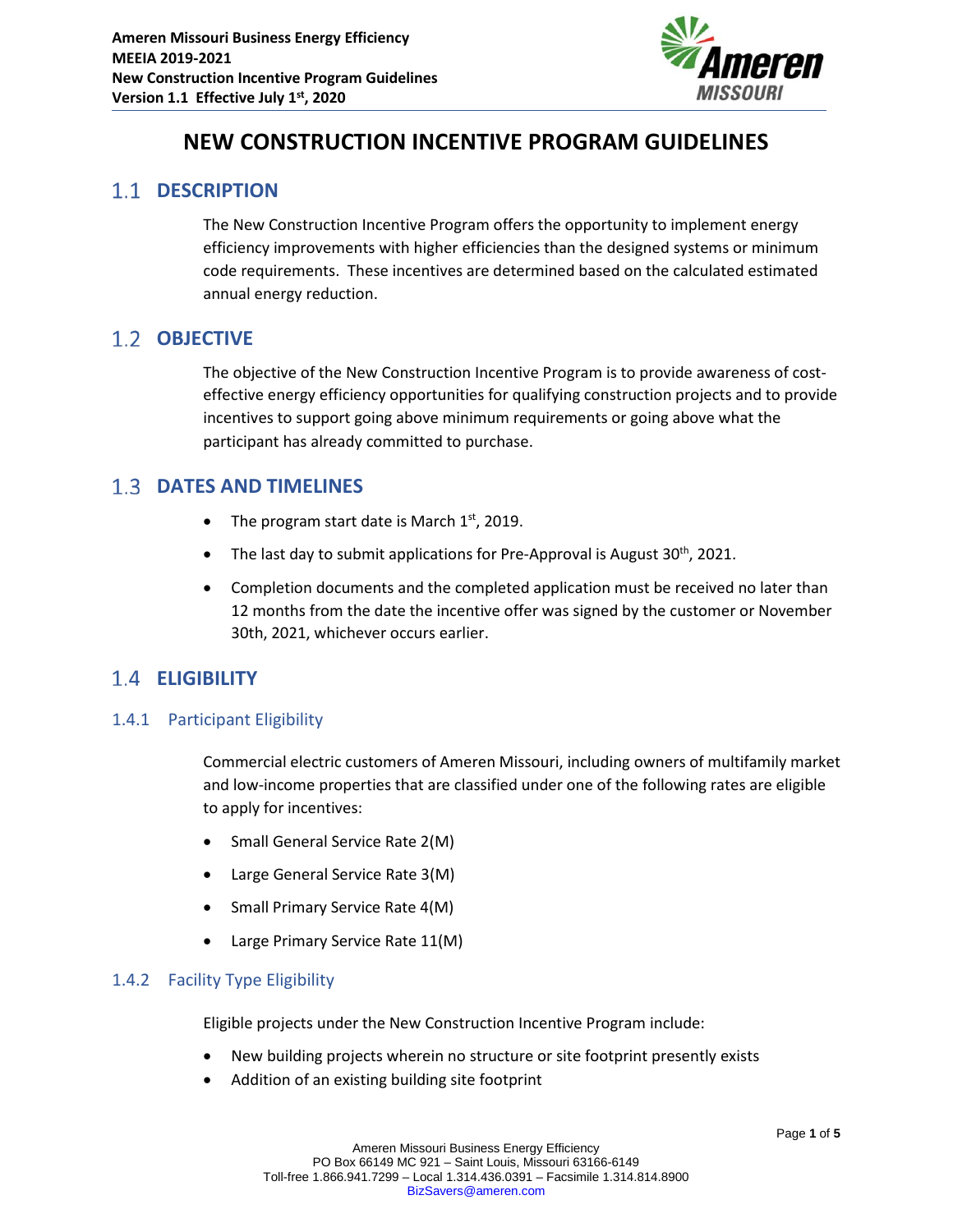# NEW CONSTRUCTION INCENTIVE PROGRAM GUIDELINES

## 1.1 DESCRIPTION

The New Construction Incentive Program offers the opportunity to implement energy efficiency improvements with higher efficiencies than the designed systems or minimum code requirements. These incentives are determined based on the calculated estimated annual energy reduction.

## 1.2 OBJECTIVE

The objective of the New Construction Incentive Program is to provide awareness of cost-effective energy efficiency opportunities for qualifying construction projects and to provide incentives to support going above minimum requirements or going above what the participant has already committed to purchase.

## 1.3 DATES AND TIMELINES

- The program start date is March 1st, 2019.
- The last day to submit applications for Pre-Approval is August 30th, 2021.
- Completion documents and the completed application must be received no later than 12 months from the date the incentive offer was signed by the customer or November 30th, 2021, whichever occurs earlier.

## 1.4 ELIGIBILITY

### 1.4.1 Participant Eligibility

Commercial electric customers of Ameren Missouri, including owners of multifamily market and low-income properties that are classified under one of the following rates are eligible to apply for incentives:

- Small General Service Rate 2(M)
- Large General Service Rate 3(M)
- Small Primary Service Rate 4(M)
- Large Primary Service Rate 11(M)

### 1.4.2 Facility Type Eligibility

Eligible projects under the New Construction Incentive Program include:

- New building projects wherein no structure or site footprint presently exists
- Addition of an existing building site footprint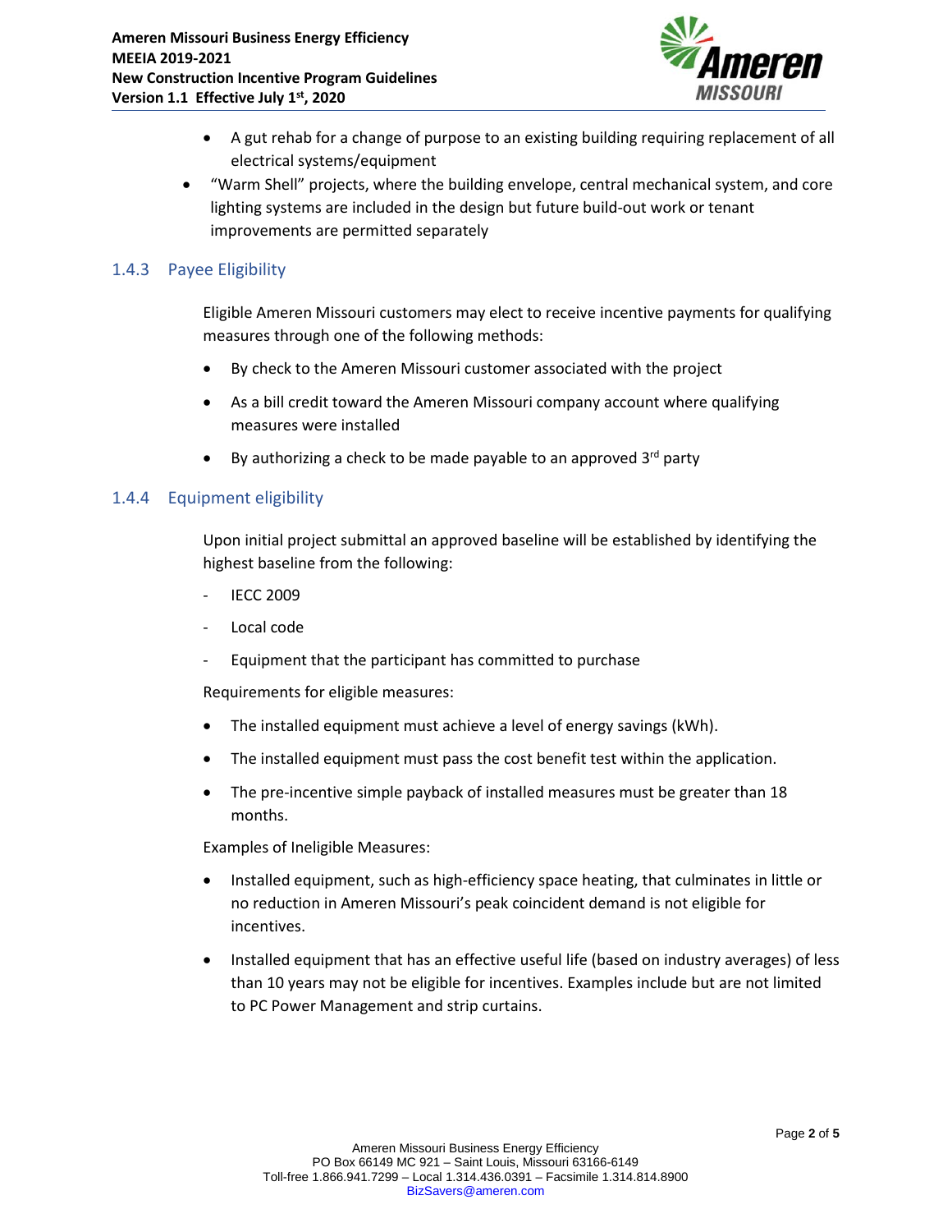- A gut rehab for a change of purpose to an existing building requiring replacement of all electrical systems/equipment
- "Warm Shell" projects, where the building envelope, central mechanical system, and core lighting systems are included in the design but future build-out work or tenant improvements are permitted separately

### 1.4.3 Payee Eligibility

Eligible Ameren Missouri customers may elect to receive incentive payments for qualifying measures through one of the following methods:

- By check to the Ameren Missouri customer associated with the project
- As a bill credit toward the Ameren Missouri company account where qualifying measures were installed
- By authorizing a check to be made payable to an approved 3rd party

### 1.4.4 Equipment eligibility

Upon initial project submittal an approved baseline will be established by identifying the highest baseline from the following:

- IECC 2009
- Local code
- Equipment that the participant has committed to purchase

Requirements for eligible measures:

- The installed equipment must achieve a level of energy savings (kWh).
- The installed equipment must pass the cost benefit test within the application.
- The pre-incentive simple payback of installed measures must be greater than 18 months.

Examples of Ineligible Measures:

- Installed equipment, such as high-efficiency space heating, that culminates in little or no reduction in Ameren Missouri's peak coincident demand is not eligible for incentives.
- Installed equipment that has an effective useful life (based on industry averages) of less than 10 years may not be eligible for incentives. Examples include but are not limited to PC Power Management and strip curtains.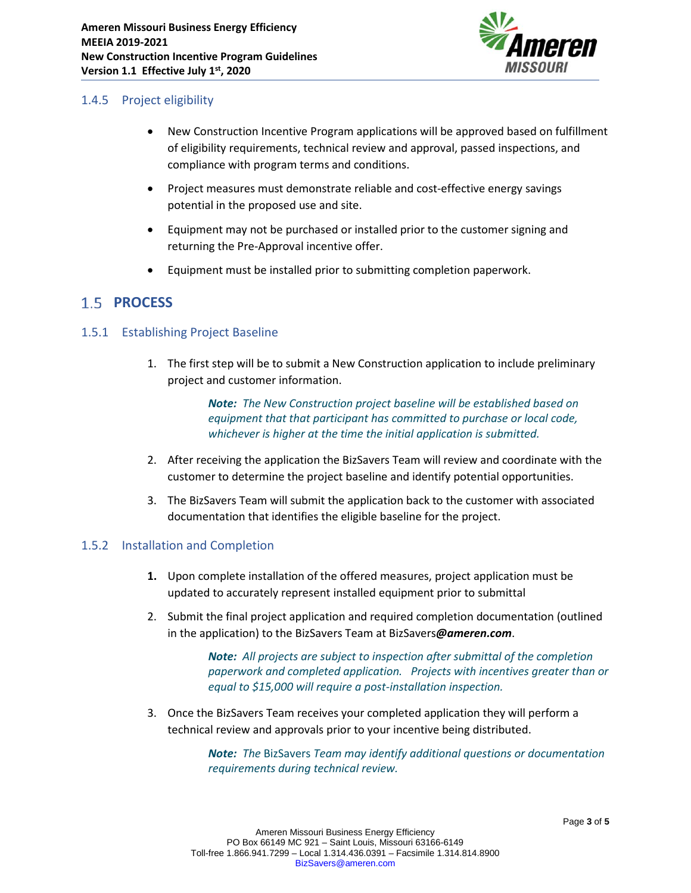### 1.4.5 Project eligibility

- New Construction Incentive Program applications will be approved based on fulfillment of eligibility requirements, technical review and approval, passed inspections, and compliance with program terms and conditions.
- Project measures must demonstrate reliable and cost-effective energy savings potential in the proposed use and site.
- Equipment may not be purchased or installed prior to the customer signing and returning the Pre-Approval incentive offer.
- Equipment must be installed prior to submitting completion paperwork.

## 1.5 PROCESS

### 1.5.1 Establishing Project Baseline

1. The first step will be to submit a New Construction application to include preliminary project and customer information.

   ***Note:*** *The New Construction project baseline will be established based on equipment that that participant has committed to purchase or local code, whichever is higher at the time the initial application is submitted.*

2. After receiving the application the BizSavers Team will review and coordinate with the customer to determine the project baseline and identify potential opportunities.
3. The BizSavers Team will submit the application back to the customer with associated documentation that identifies the eligible baseline for the project.

### 1.5.2 Installation and Completion

1. Upon complete installation of the offered measures, project application must be updated to accurately represent installed equipment prior to submittal
2. Submit the final project application and required completion documentation (outlined in the application) to the BizSavers Team at BizSavers***@ameren.com***.

   ***Note:*** *All projects are subject to inspection after submittal of the completion paperwork and completed application. Projects with incentives greater than or equal to $15,000 will require a post-installation inspection.*

3. Once the BizSavers Team receives your completed application they will perform a technical review and approvals prior to your incentive being distributed.

   ***Note:*** *The* BizSavers *Team may identify additional questions or documentation requirements during technical review.*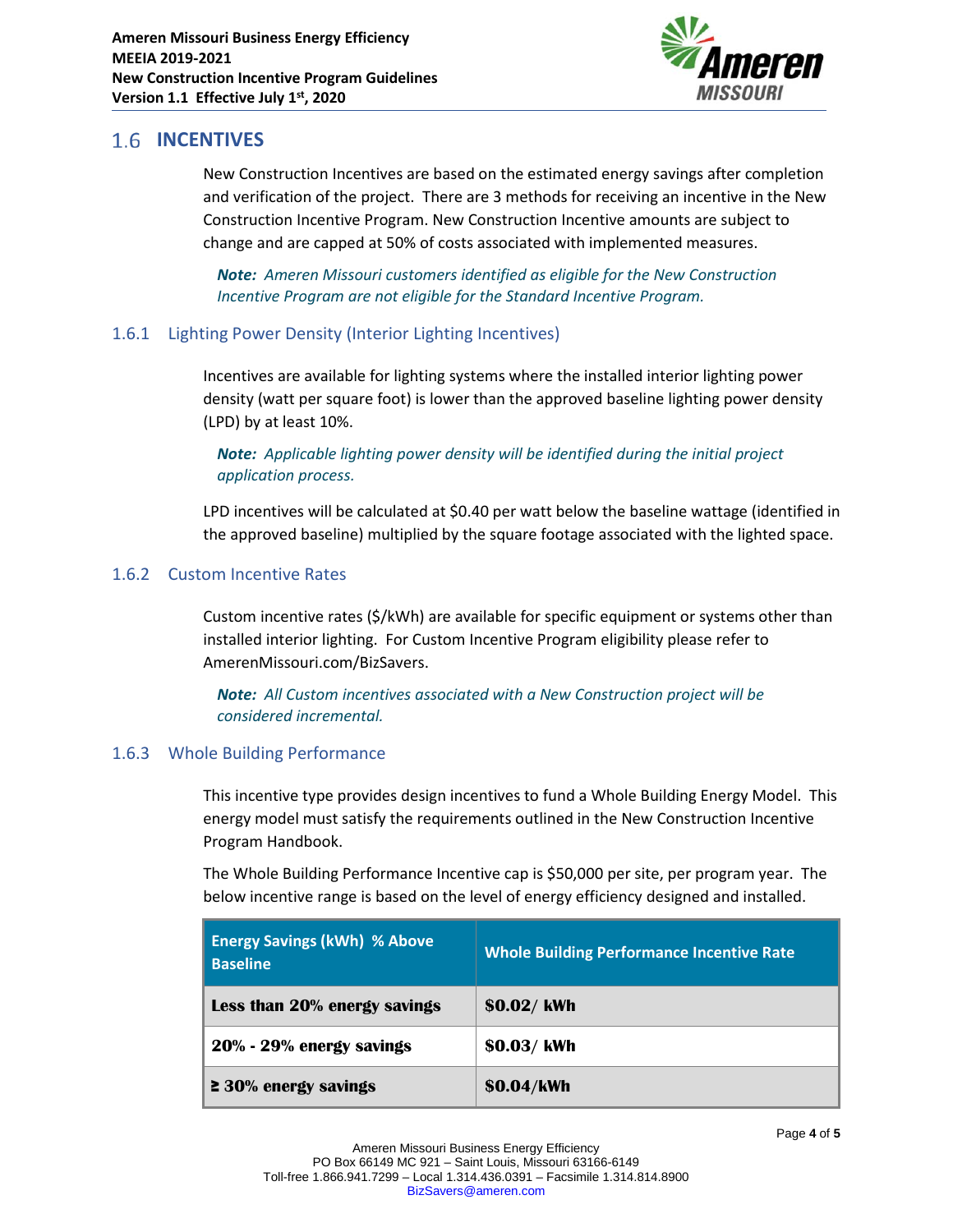## 1.6 INCENTIVES

New Construction Incentives are based on the estimated energy savings after completion and verification of the project. There are 3 methods for receiving an incentive in the New Construction Incentive Program. New Construction Incentive amounts are subject to change and are capped at 50% of costs associated with implemented measures.

***Note:*** *Ameren Missouri customers identified as eligible for the New Construction Incentive Program are not eligible for the Standard Incentive Program.*

### 1.6.1 Lighting Power Density (Interior Lighting Incentives)

Incentives are available for lighting systems where the installed interior lighting power density (watt per square foot) is lower than the approved baseline lighting power density (LPD) by at least 10%.

***Note:*** *Applicable lighting power density will be identified during the initial project application process.*

LPD incentives will be calculated at $0.40 per watt below the baseline wattage (identified in the approved baseline) multiplied by the square footage associated with the lighted space.

### 1.6.2 Custom Incentive Rates

Custom incentive rates ($/kWh) are available for specific equipment or systems other than installed interior lighting. For Custom Incentive Program eligibility please refer to AmerenMissouri.com/BizSavers.

***Note:*** *All Custom incentives associated with a New Construction project will be considered incremental.*

### 1.6.3 Whole Building Performance

This incentive type provides design incentives to fund a Whole Building Energy Model. This energy model must satisfy the requirements outlined in the New Construction Incentive Program Handbook.

The Whole Building Performance Incentive cap is $50,000 per site, per program year. The below incentive range is based on the level of energy efficiency designed and installed.

| Energy Savings (kWh) % Above Baseline | Whole Building Performance Incentive Rate |
| --- | --- |
| **Less than 20% energy savings** | **$0.02/ kWh** |
| **20% - 29% energy savings** | **$0.03/ kWh** |
| **≥ 30% energy savings** | **$0.04/kWh** |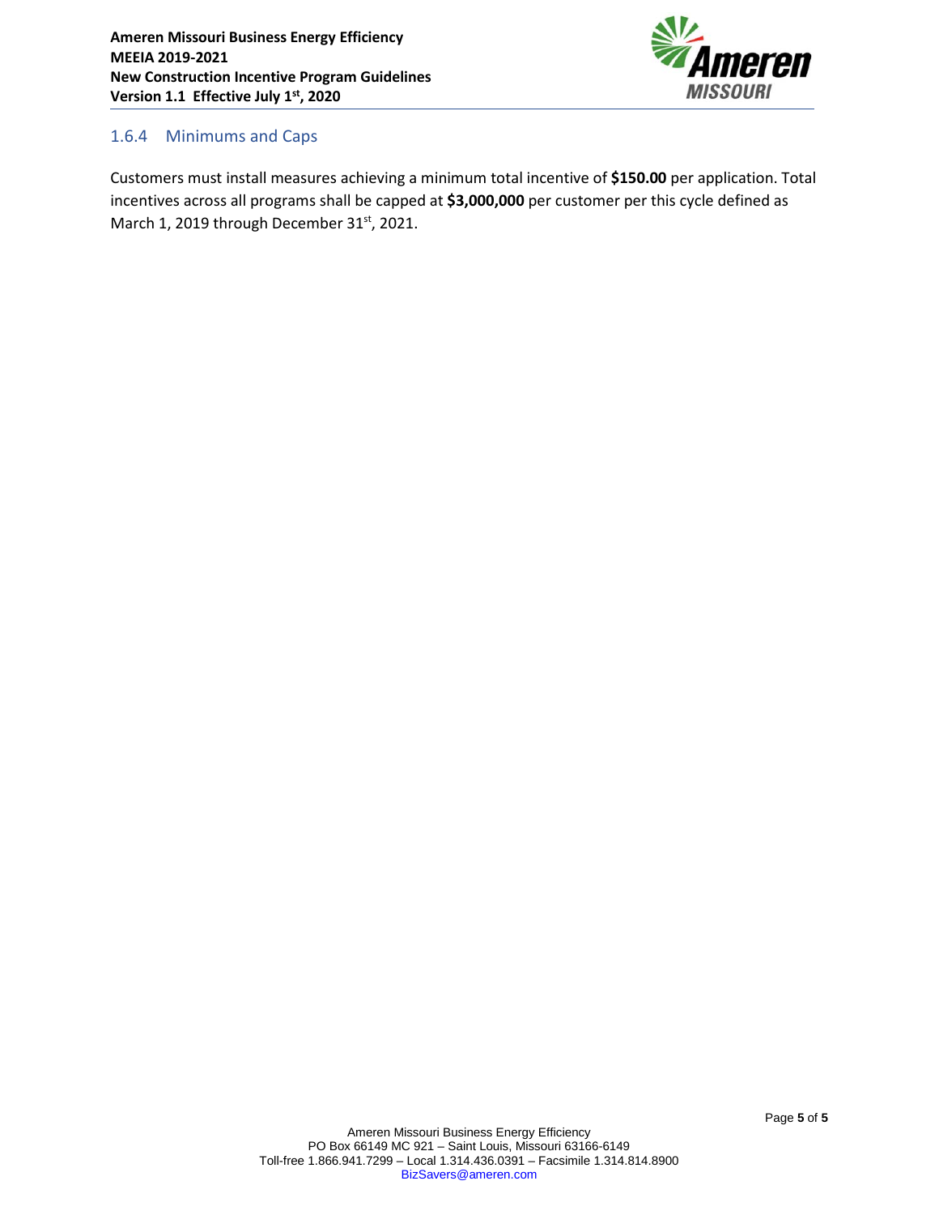### 1.6.4 Minimums and Caps

Customers must install measures achieving a minimum total incentive of **$150.00** per application. Total incentives across all programs shall be capped at **$3,000,000** per customer per this cycle defined as March 1, 2019 through December 31st, 2021.